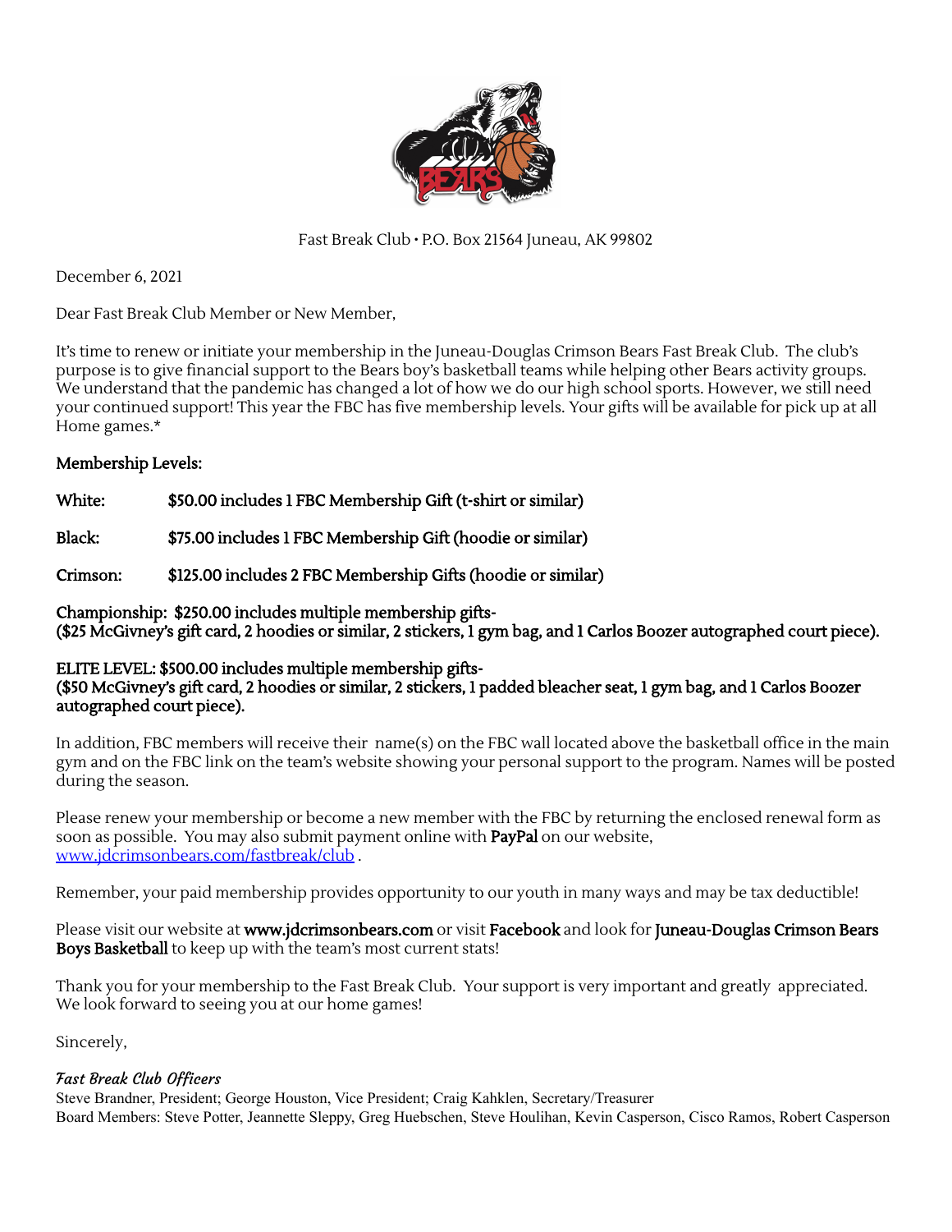Fast Break Club • P.O. Box 21564 Juneau, AK 99802

December 6, 2021

Dear Fast Break Club Member or New Member,

It's time to renew or initiate your membership in the Juneau-Douglas Crimson Bears Fast Break Club. The club's purpose is to give financial support to the Bears boy's basketball teams while helping other Bears activity groups. We understand that the pandemic has changed a lot of how we do our high school sports. However, we still need your continued support! This year the FBC has five membership levels. Your gifts will be available for pick up at all Home games.*

**Membership Levels:**

**White:** **$50.00 includes 1 FBC Membership Gift (t-shirt or similar)**

**Black:** **$75.00 includes 1 FBC Membership Gift (hoodie or similar)**

**Crimson:** **$125.00 includes 2 FBC Membership Gifts (hoodie or similar)**

**Championship: $250.00 includes multiple membership gifts-**
**($25 McGivney's gift card, 2 hoodies or similar, 2 stickers, 1 gym bag, and 1 Carlos Boozer autographed court piece).**

**ELITE LEVEL: $500.00 includes multiple membership gifts-**
**($50 McGivney's gift card, 2 hoodies or similar, 2 stickers, 1 padded bleacher seat, 1 gym bag, and 1 Carlos Boozer autographed court piece).**

In addition, FBC members will receive their name(s) on the FBC wall located above the basketball office in the main gym and on the FBC link on the team's website showing your personal support to the program. Names will be posted during the season.

Please renew your membership or become a new member with the FBC by returning the enclosed renewal form as soon as possible. You may also submit payment online with **PayPal** on our website, www.jdcrimsonbears.com/fastbreak/club .

Remember, your paid membership provides opportunity to our youth in many ways and may be tax deductible!

Please visit our website at **www.jdcrimsonbears.com** or visit **Facebook** and look for **Juneau-Douglas Crimson Bears Boys Basketball** to keep up with the team's most current stats!

Thank you for your membership to the Fast Break Club. Your support is very important and greatly appreciated. We look forward to seeing you at our home games!

Sincerely,

*Fast Break Club Officers*
Steve Brandner, President; George Houston, Vice President; Craig Kahklen, Secretary/Treasurer
Board Members: Steve Potter, Jeannette Sleppy, Greg Huebschen, Steve Houlihan, Kevin Casperson, Cisco Ramos, Robert Casperson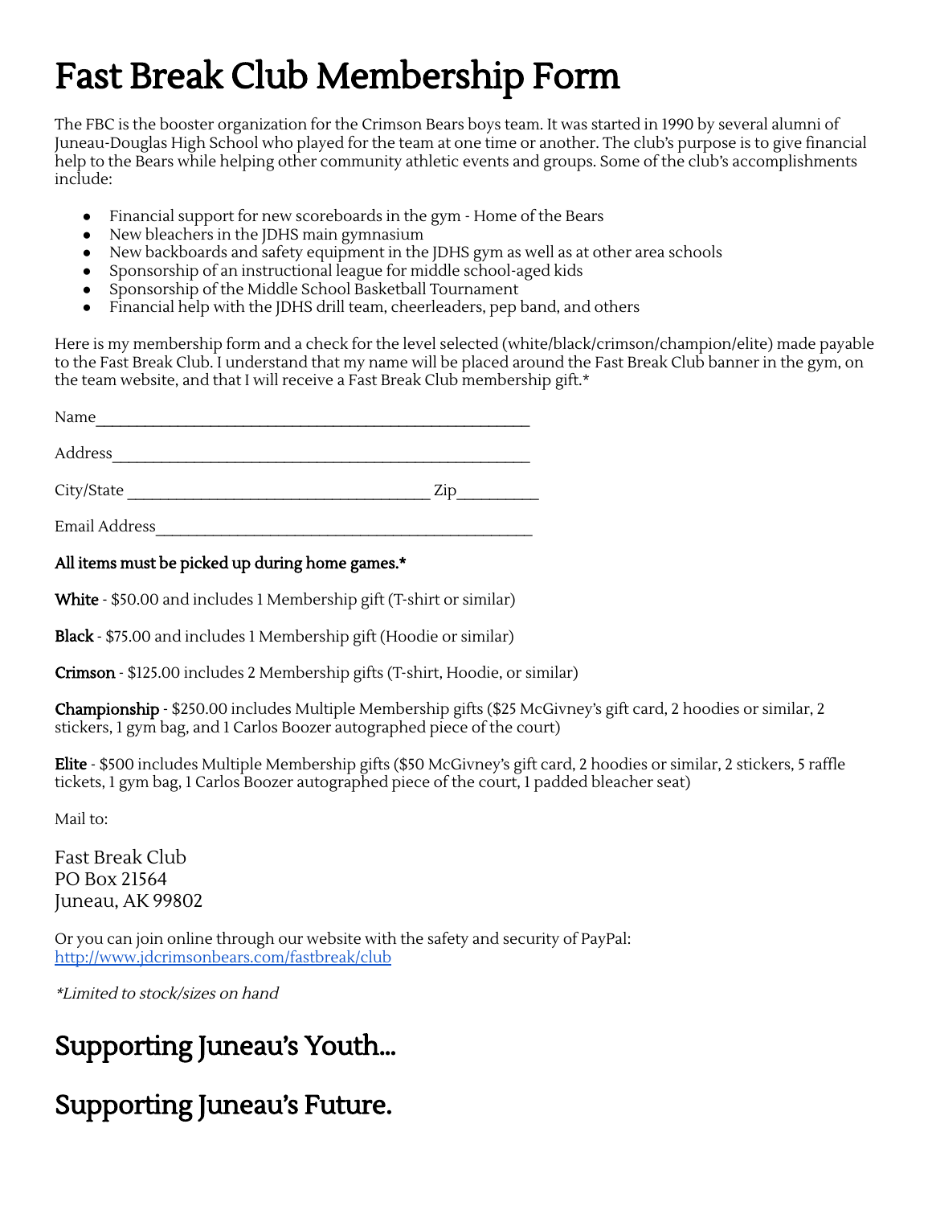# Fast Break Club Membership Form

The FBC is the booster organization for the Crimson Bears boys team. It was started in 1990 by several alumni of Juneau-Douglas High School who played for the team at one time or another. The club's purpose is to give financial help to the Bears while helping other community athletic events and groups. Some of the club's accomplishments include:

- Financial support for new scoreboards in the gym - Home of the Bears
- New bleachers in the JDHS main gymnasium
- New backboards and safety equipment in the JDHS gym as well as at other area schools
- Sponsorship of an instructional league for middle school-aged kids
- Sponsorship of the Middle School Basketball Tournament
- Financial help with the JDHS drill team, cheerleaders, pep band, and others

Here is my membership form and a check for the level selected (white/black/crimson/champion/elite) made payable to the Fast Break Club. I understand that my name will be placed around the Fast Break Club banner in the gym, on the team website, and that I will receive a Fast Break Club membership gift.*

Name_______________________________________________________

Address_____________________________________________________

City/State ______________________________________ Zip__________

Email Address________________________________________________

**All items must be picked up during home games.***

**White** - $50.00 and includes 1 Membership gift (T-shirt or similar)

**Black** - $75.00 and includes 1 Membership gift (Hoodie or similar)

**Crimson** - $125.00 includes 2 Membership gifts (T-shirt, Hoodie, or similar)

**Championship** - $250.00 includes Multiple Membership gifts ($25 McGivney's gift card, 2 hoodies or similar, 2 stickers, 1 gym bag, and 1 Carlos Boozer autographed piece of the court)

**Elite** - $500 includes Multiple Membership gifts ($50 McGivney's gift card, 2 hoodies or similar, 2 stickers, 5 raffle tickets, 1 gym bag, 1 Carlos Boozer autographed piece of the court, 1 padded bleacher seat)

Mail to:

Fast Break Club
PO Box 21564
Juneau, AK 99802

Or you can join online through our website with the safety and security of PayPal:
http://www.jdcrimsonbears.com/fastbreak/club

*\*Limited to stock/sizes on hand*

## Supporting Juneau's Youth...

## Supporting Juneau's Future.